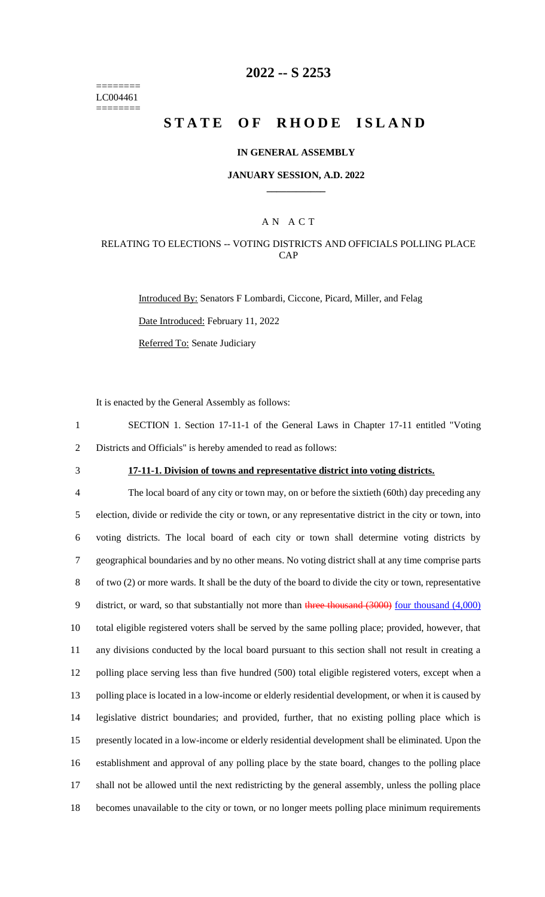========
LC004461
========

# 2022 -- S 2253

# STATE OF RHODE ISLAND

## IN GENERAL ASSEMBLY

### JANUARY SESSION, A.D. 2022

____________

A N A C T

RELATING TO ELECTIONS -- VOTING DISTRICTS AND OFFICIALS POLLING PLACE CAP

Introduced By: Senators F Lombardi, Ciccone, Picard, Miller, and Felag

Date Introduced: February 11, 2022

Referred To: Senate Judiciary

It is enacted by the General Assembly as follows:

1 SECTION 1. Section 17-11-1 of the General Laws in Chapter 17-11 entitled "Voting
2 Districts and Officials" is hereby amended to read as follows:

3 **17-11-1. Division of towns and representative district into voting districts.**

4 The local board of any city or town may, on or before the sixtieth (60th) day preceding any
5 election, divide or redivide the city or town, or any representative district in the city or town, into
6 voting districts. The local board of each city or town shall determine voting districts by
7 geographical boundaries and by no other means. No voting district shall at any time comprise parts
8 of two (2) or more wards. It shall be the duty of the board to divide the city or town, representative
9 district, or ward, so that substantially not more than ~~three thousand (3000)~~ four thousand (4,000)
10 total eligible registered voters shall be served by the same polling place; provided, however, that
11 any divisions conducted by the local board pursuant to this section shall not result in creating a
12 polling place serving less than five hundred (500) total eligible registered voters, except when a
13 polling place is located in a low-income or elderly residential development, or when it is caused by
14 legislative district boundaries; and provided, further, that no existing polling place which is
15 presently located in a low-income or elderly residential development shall be eliminated. Upon the
16 establishment and approval of any polling place by the state board, changes to the polling place
17 shall not be allowed until the next redistricting by the general assembly, unless the polling place
18 becomes unavailable to the city or town, or no longer meets polling place minimum requirements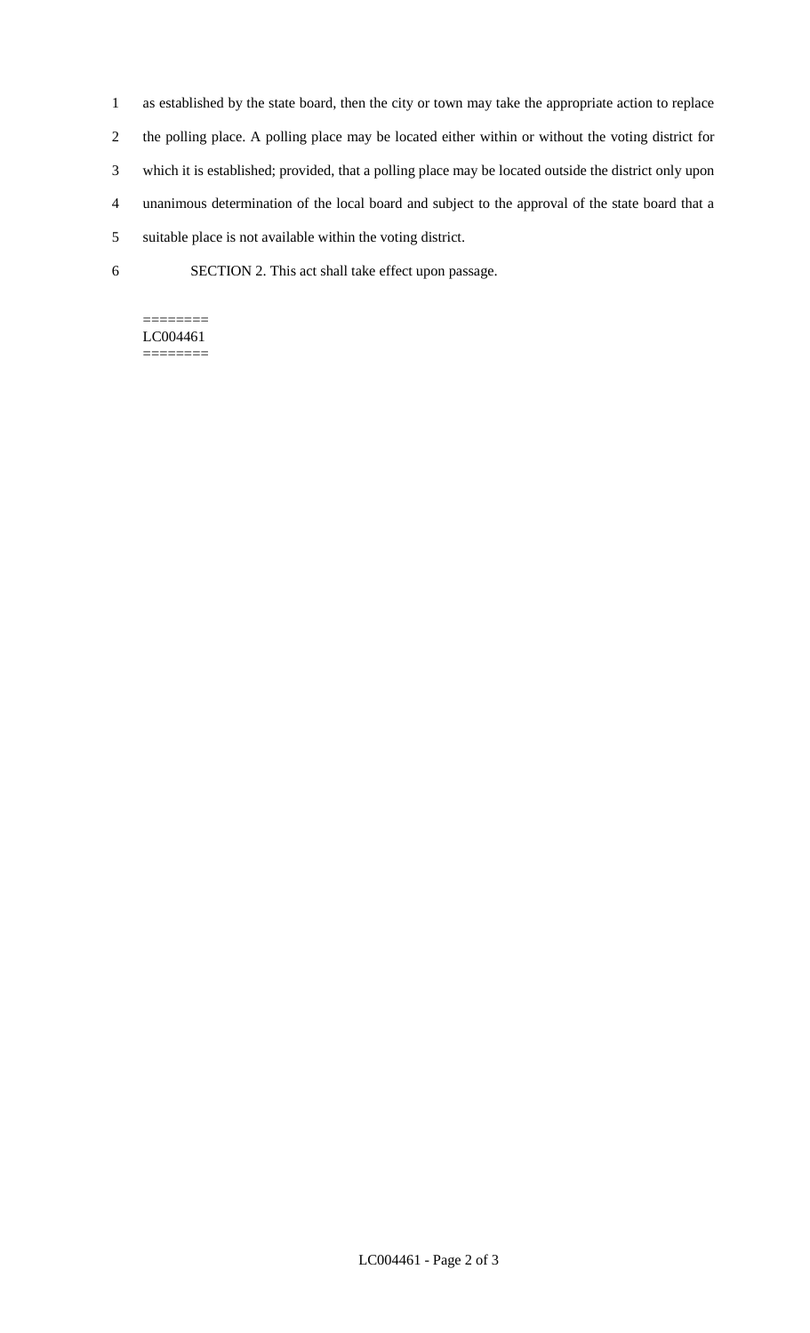as established by the state board, then the city or town may take the appropriate action to replace the polling place. A polling place may be located either within or without the voting district for which it is established; provided, that a polling place may be located outside the district only upon unanimous determination of the local board and subject to the approval of the state board that a suitable place is not available within the voting district.

SECTION 2. This act shall take effect upon passage.

========
LC004461
========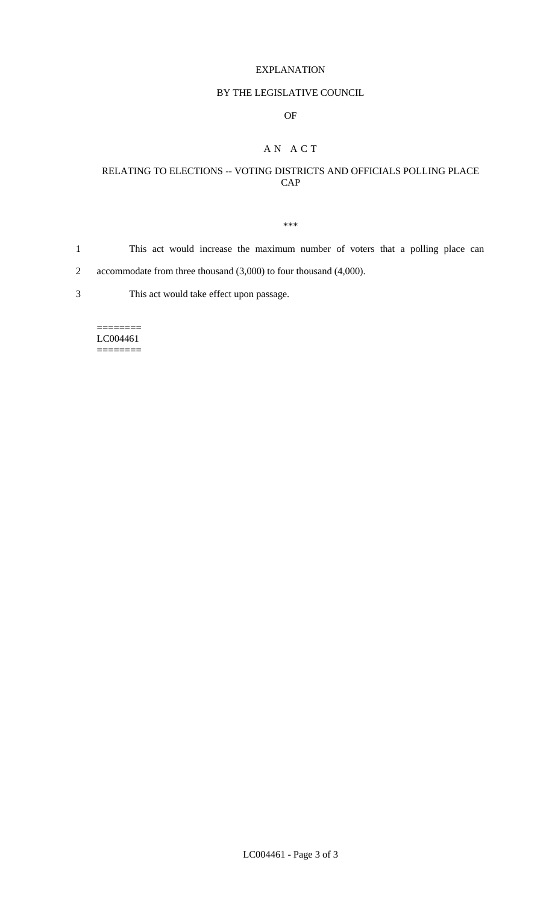EXPLANATION

BY THE LEGISLATIVE COUNCIL

OF

A N A C T

RELATING TO ELECTIONS -- VOTING DISTRICTS AND OFFICIALS POLLING PLACE CAP

\*\*\*

This act would increase the maximum number of voters that a polling place can accommodate from three thousand (3,000) to four thousand (4,000).

This act would take effect upon passage.

========
LC004461
========